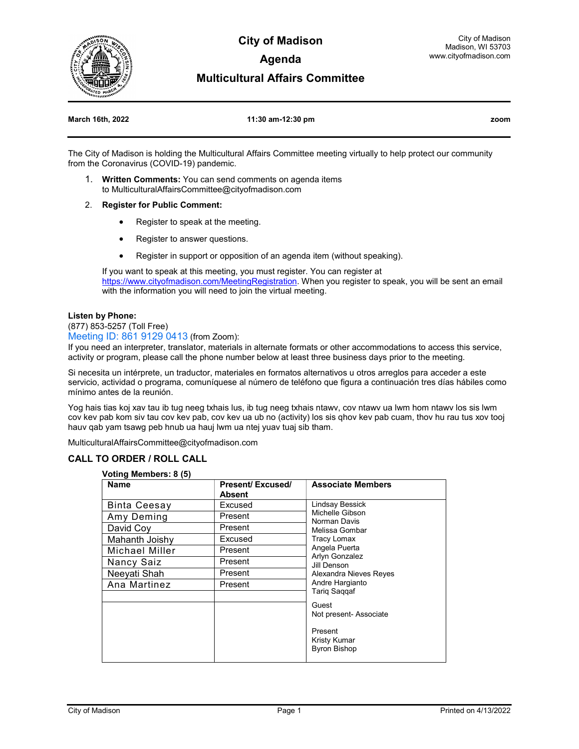# City of Madison

## Agenda

## Multicultural Affairs Committee

City of Madison
Madison, WI 53703
www.cityofmadison.com

**March 16th, 2022** | **11:30 am-12:30 pm** | **zoom**

The City of Madison is holding the Multicultural Affairs Committee meeting virtually to help protect our community from the Coronavirus (COVID-19) pandemic.

1. **Written Comments:** You can send comments on agenda items to MulticulturalAffairsCommittee@cityofmadison.com
2. **Register for Public Comment:**
   - Register to speak at the meeting.
   - Register to answer questions.
   - Register in support or opposition of an agenda item (without speaking).

   If you want to speak at this meeting, you must register. You can register at https://www.cityofmadison.com/MeetingRegistration. When you register to speak, you will be sent an email with the information you will need to join the virtual meeting.

**Listen by Phone:**
(877) 853-5257 (Toll Free)
Meeting ID: 861 9129 0413 (from Zoom):
If you need an interpreter, translator, materials in alternate formats or other accommodations to access this service, activity or program, please call the phone number below at least three business days prior to the meeting.

Si necesita un intérprete, un traductor, materiales en formatos alternativos u otros arreglos para acceder a este servicio, actividad o programa, comuníquese al número de teléfono que figura a continuación tres días hábiles como mínimo antes de la reunión.

Yog hais tias koj xav tau ib tug neeg txhais lus, ib tug neeg txhais ntawv, cov ntawv ua lwm hom ntawv los sis lwm cov kev pab kom siv tau cov kev pab, cov kev ua ub no (activity) los sis qhov kev pab cuam, thov hu rau tus xov tooj hauv qab yam tsawg peb hnub ua hauj lwm ua ntej yuav tuaj sib tham.

MulticulturalAffairsCommittee@cityofmadison.com

## CALL TO ORDER / ROLL CALL

**Voting Members: 8 (5)**

| Name | Present/ Excused/ Absent | Associate Members |
|---|---|---|
| Binta Ceesay | Excused | Lindsay Bessick |
| Amy Deming | Present | Michelle Gibson |
| David Coy | Present | Norman Davis |
| Mahanth Joishy | Excused | Melissa Gombar |
| Michael Miller | Present | Tracy Lomax |
| Nancy Saiz | Present | Angela Puerta |
| Neeyati Shah | Present | Arlyn Gonzalez |
| Ana Martinez | Present | Jill Denson |
| | | Alexandra Nieves Reyes |
| | | Andre Hargianto |
| | | Tariq Saqqaf |
| | | Guest |
| | | Not present- Associate |
| | | Present |
| | | Kristy Kumar |
| | | Byron Bishop |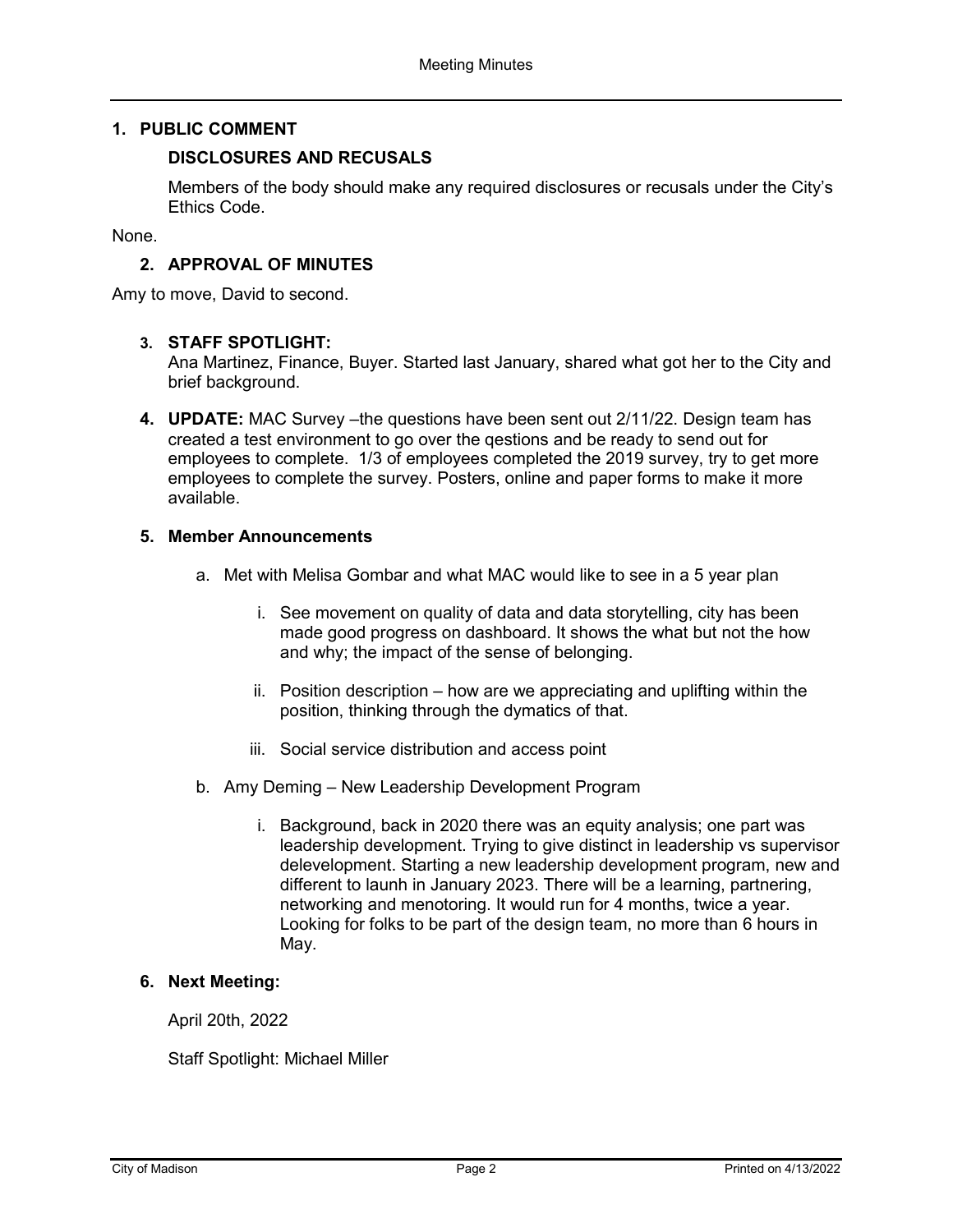## 1. PUBLIC COMMENT

### DISCLOSURES AND RECUSALS

Members of the body should make any required disclosures or recusals under the City's Ethics Code.

None.

### 2. APPROVAL OF MINUTES

Amy to move, David to second.

### 3. STAFF SPOTLIGHT:

Ana Martinez, Finance, Buyer. Started last January, shared what got her to the City and brief background.

**4. UPDATE:** MAC Survey –the questions have been sent out 2/11/22. Design team has created a test environment to go over the qestions and be ready to send out for employees to complete. 1/3 of employees completed the 2019 survey, try to get more employees to complete the survey. Posters, online and paper forms to make it more available.

### 5. Member Announcements

a. Met with Melisa Gombar and what MAC would like to see in a 5 year plan

   i. See movement on quality of data and data storytelling, city has been made good progress on dashboard. It shows the what but not the how and why; the impact of the sense of belonging.

   ii. Position description – how are we appreciating and uplifting within the position, thinking through the dymatics of that.

   iii. Social service distribution and access point

b. Amy Deming – New Leadership Development Program

   i. Background, back in 2020 there was an equity analysis; one part was leadership development. Trying to give distinct in leadership vs supervisor delevelopment. Starting a new leadership development program, new and different to launh in January 2023. There will be a learning, partnering, networking and menotoring. It would run for 4 months, twice a year. Looking for folks to be part of the design team, no more than 6 hours in May.

### 6. Next Meeting:

April 20th, 2022

Staff Spotlight: Michael Miller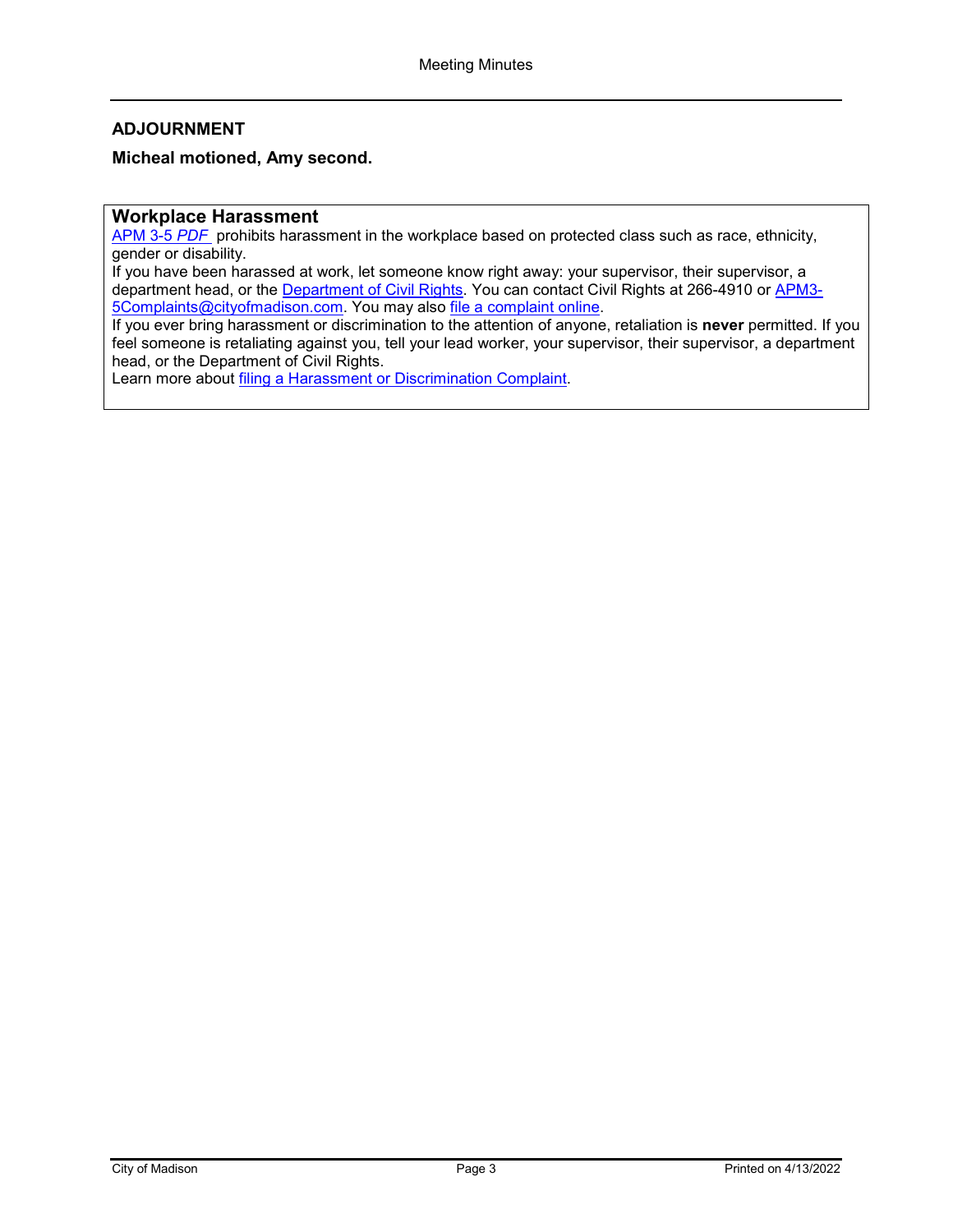## ADJOURNMENT

**Micheal motioned, Amy second.**

### Workplace Harassment

APM 3-5 *PDF* prohibits harassment in the workplace based on protected class such as race, ethnicity, gender or disability.

If you have been harassed at work, let someone know right away: your supervisor, their supervisor, a department head, or the Department of Civil Rights. You can contact Civil Rights at 266-4910 or APM3-5Complaints@cityofmadison.com. You may also file a complaint online.

If you ever bring harassment or discrimination to the attention of anyone, retaliation is **never** permitted. If you feel someone is retaliating against you, tell your lead worker, your supervisor, their supervisor, a department head, or the Department of Civil Rights.

Learn more about filing a Harassment or Discrimination Complaint.